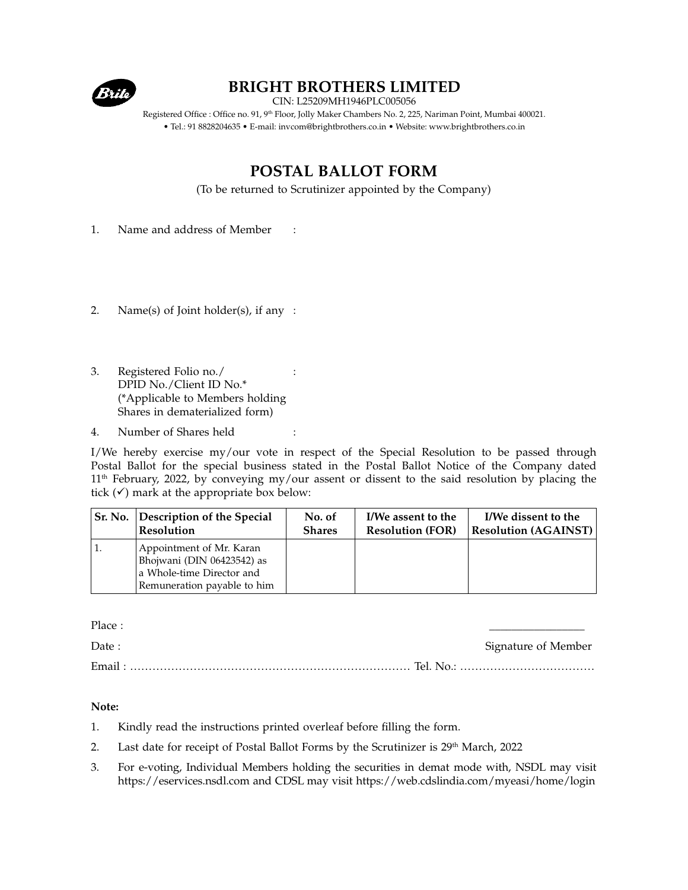# BRIGHT BROTHERS LIMITED

CIN: L25209MH1946PLC005056

Registered Office : Office no. 91, 9th Floor, Jolly Maker Chambers No. 2, 225, Nariman Point, Mumbai 400021.

• Tel.: 91 8828204635 • E-mail: invcom@brightbrothers.co.in • Website: www.brightbrothers.co.in

## POSTAL BALLOT FORM

(To be returned to Scrutinizer appointed by the Company)

1. Name and address of Member :

2. Name(s) of Joint holder(s), if any :

3. Registered Folio no./ DPID No./Client ID No.* (*Applicable to Members holding Shares in dematerialized form) :

4. Number of Shares held :

I/We hereby exercise my/our vote in respect of the Special Resolution to be passed through Postal Ballot for the special business stated in the Postal Ballot Notice of the Company dated 11th February, 2022, by conveying my/our assent or dissent to the said resolution by placing the tick (✓) mark at the appropriate box below:

| Sr. No. | Description of the Special Resolution | No. of Shares | I/We assent to the Resolution (FOR) | I/We dissent to the Resolution (AGAINST) |
|---|---|---|---|---|
| 1. | Appointment of Mr. Karan Bhojwani (DIN 06423542) as a Whole-time Director and Remuneration payable to him | | | |

Place :

Date : Signature of Member

Email : ………………………………………………………………… Tel. No.: ………………………………

**Note:**

1. Kindly read the instructions printed overleaf before filling the form.
2. Last date for receipt of Postal Ballot Forms by the Scrutinizer is 29th March, 2022
3. For e-voting, Individual Members holding the securities in demat mode with, NSDL may visit https://eservices.nsdl.com and CDSL may visit https://web.cdslindia.com/myeasi/home/login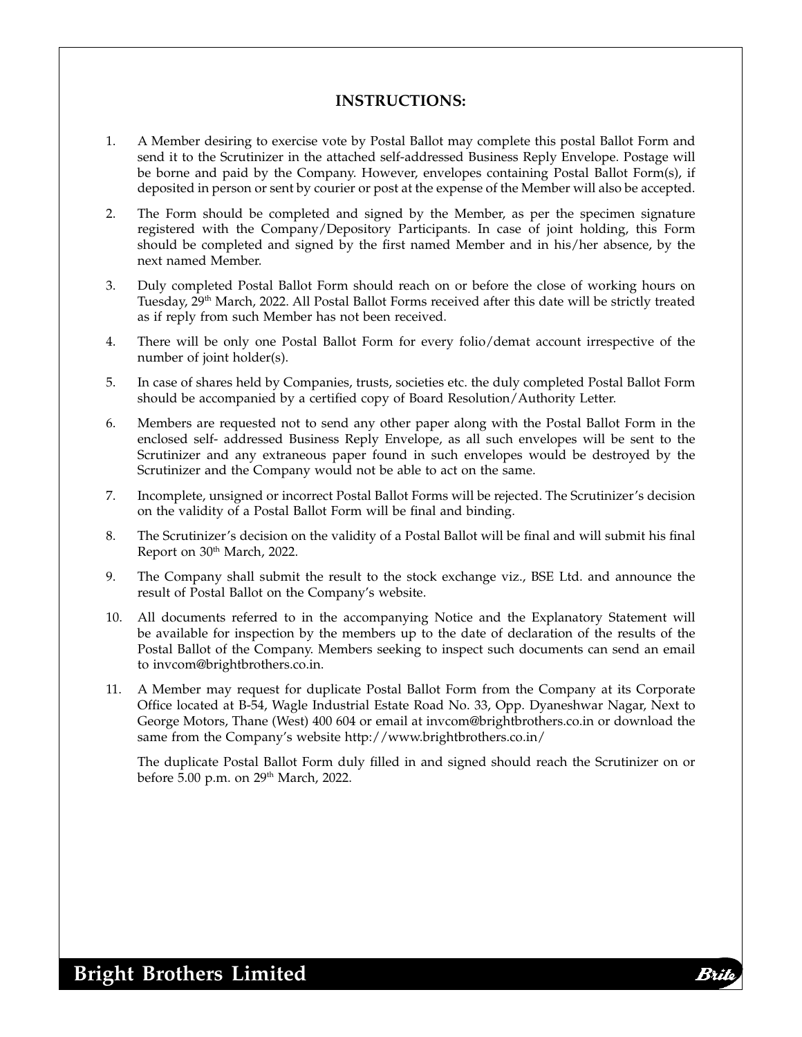## INSTRUCTIONS:

1. A Member desiring to exercise vote by Postal Ballot may complete this postal Ballot Form and send it to the Scrutinizer in the attached self-addressed Business Reply Envelope. Postage will be borne and paid by the Company. However, envelopes containing Postal Ballot Form(s), if deposited in person or sent by courier or post at the expense of the Member will also be accepted.

2. The Form should be completed and signed by the Member, as per the specimen signature registered with the Company/Depository Participants. In case of joint holding, this Form should be completed and signed by the first named Member and in his/her absence, by the next named Member.

3. Duly completed Postal Ballot Form should reach on or before the close of working hours on Tuesday, 29th March, 2022. All Postal Ballot Forms received after this date will be strictly treated as if reply from such Member has not been received.

4. There will be only one Postal Ballot Form for every folio/demat account irrespective of the number of joint holder(s).

5. In case of shares held by Companies, trusts, societies etc. the duly completed Postal Ballot Form should be accompanied by a certified copy of Board Resolution/Authority Letter.

6. Members are requested not to send any other paper along with the Postal Ballot Form in the enclosed self- addressed Business Reply Envelope, as all such envelopes will be sent to the Scrutinizer and any extraneous paper found in such envelopes would be destroyed by the Scrutinizer and the Company would not be able to act on the same.

7. Incomplete, unsigned or incorrect Postal Ballot Forms will be rejected. The Scrutinizer's decision on the validity of a Postal Ballot Form will be final and binding.

8. The Scrutinizer's decision on the validity of a Postal Ballot will be final and will submit his final Report on 30th March, 2022.

9. The Company shall submit the result to the stock exchange viz., BSE Ltd. and announce the result of Postal Ballot on the Company's website.

10. All documents referred to in the accompanying Notice and the Explanatory Statement will be available for inspection by the members up to the date of declaration of the results of the Postal Ballot of the Company. Members seeking to inspect such documents can send an email to invcom@brightbrothers.co.in.

11. A Member may request for duplicate Postal Ballot Form from the Company at its Corporate Office located at B-54, Wagle Industrial Estate Road No. 33, Opp. Dyaneshwar Nagar, Next to George Motors, Thane (West) 400 604 or email at invcom@brightbrothers.co.in or download the same from the Company's website http://www.brightbrothers.co.in/

    The duplicate Postal Ballot Form duly filled in and signed should reach the Scrutinizer on or before 5.00 p.m. on 29th March, 2022.